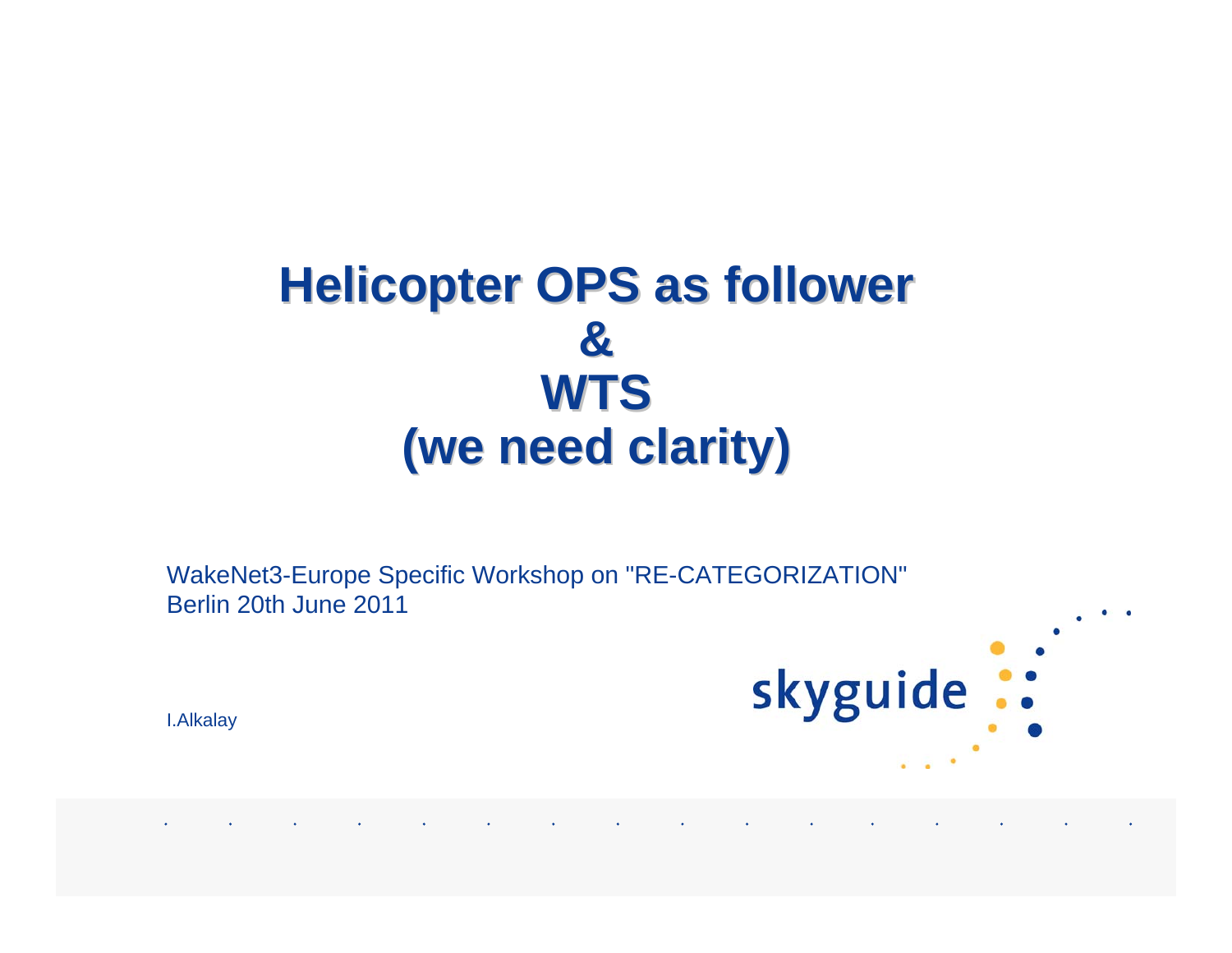# Helicopter OPS as follower
# &
# WTS
# (we need clarity)

WakeNet3-Europe Specific Workshop on "RE-CATEGORIZATION"
Berlin 20th June 2011

I.Alkalay

skyguide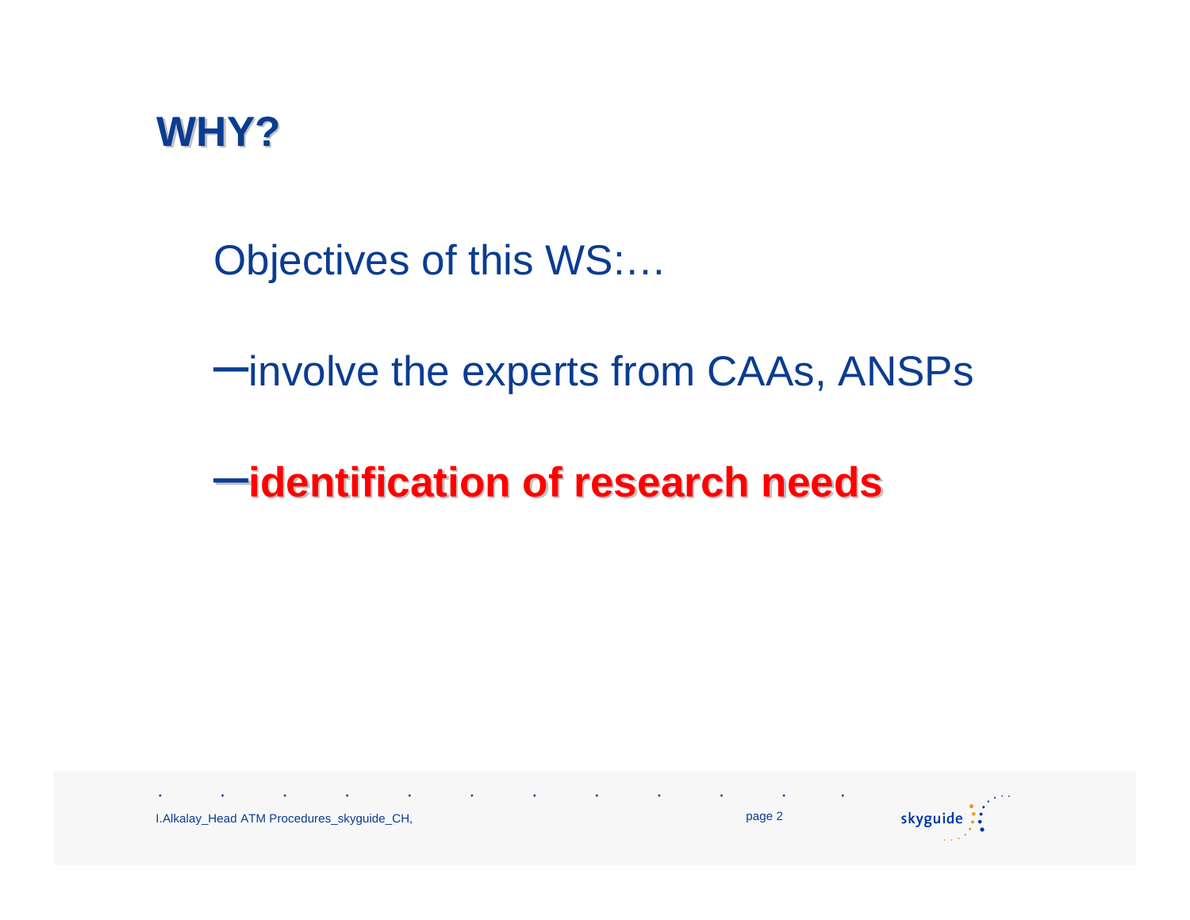# WHY?

Objectives of this WS:…

- involve the experts from CAAs, ANSPs
- **identification of research needs**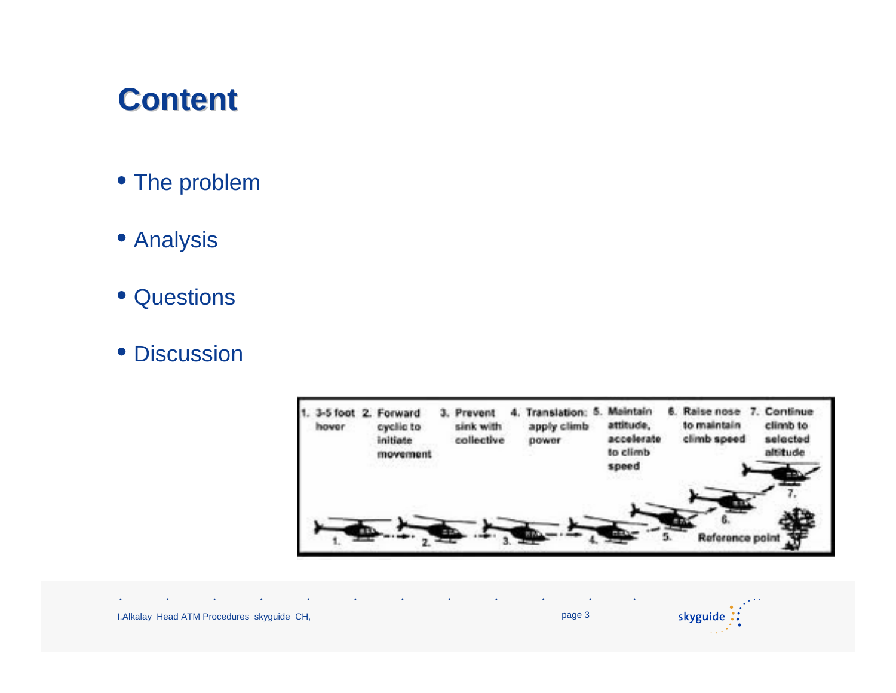# Content

- The problem
- Analysis
- Questions
- Discussion

1. 3-5 foot hover 2. Forward cyclic to initiate movement 3. Prevent sink with collective 4. Translation: apply climb power 5. Maintain attitude, accelerate to climb speed 6. Raise nose to maintain climb speed 7. Continue climb to selected altitude

Reference point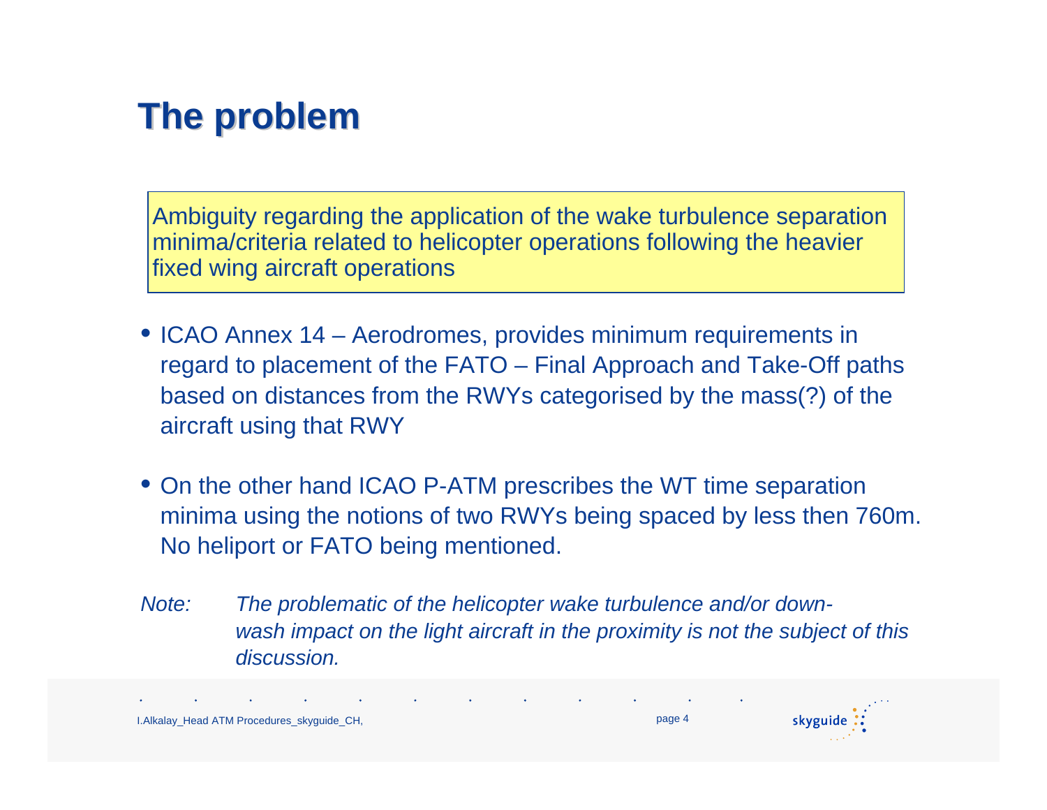# The problem

Ambiguity regarding the application of the wake turbulence separation minima/criteria related to helicopter operations following the heavier fixed wing aircraft operations

- ICAO Annex 14 – Aerodromes, provides minimum requirements in regard to placement of the FATO – Final Approach and Take-Off paths based on distances from the RWYs categorised by the mass(?) of the aircraft using that RWY

- On the other hand ICAO P-ATM prescribes the WT time separation minima using the notions of two RWYs being spaced by less then 760m. No heliport or FATO being mentioned.

*Note: The problematic of the helicopter wake turbulence and/or down-wash impact on the light aircraft in the proximity is not the subject of this discussion.*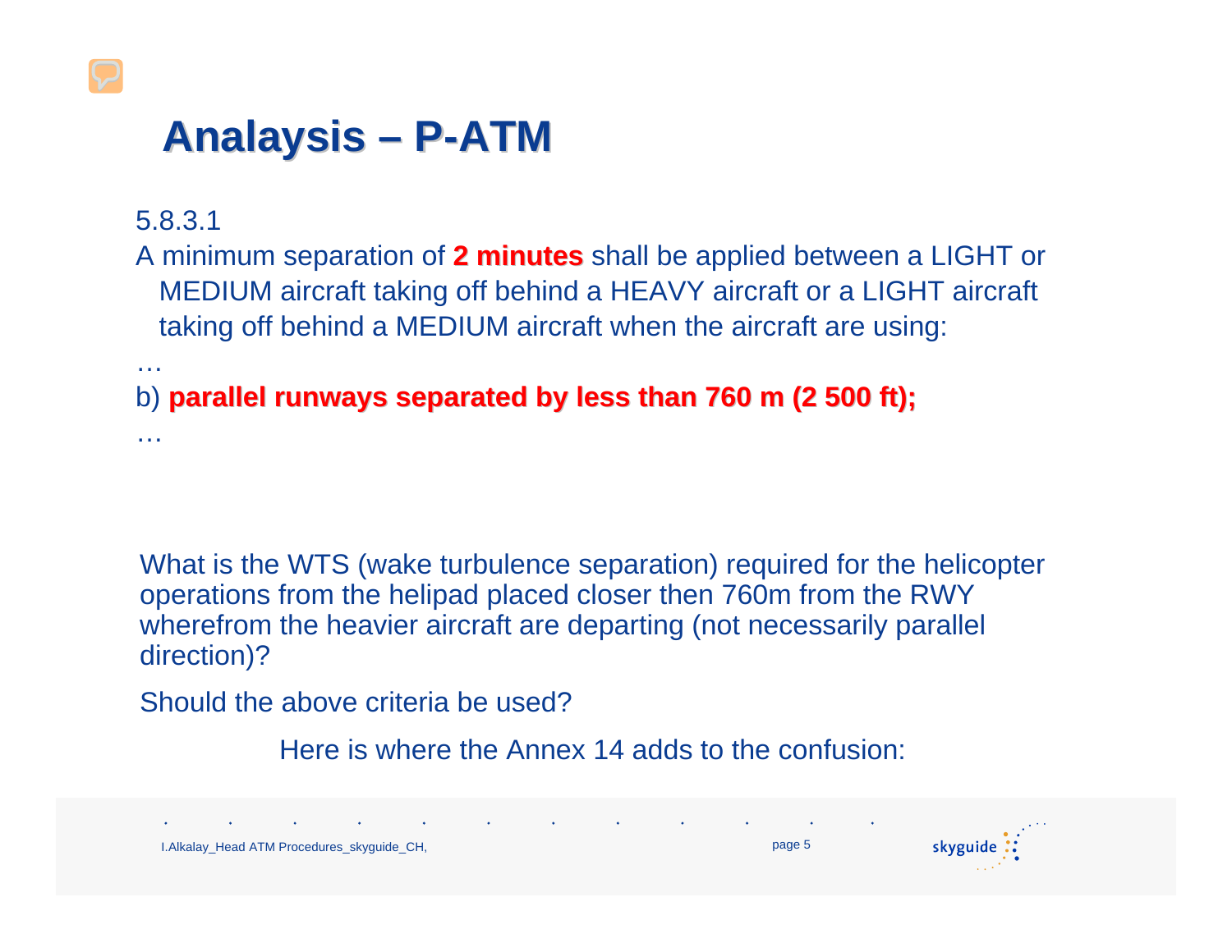# Analaysis – P-ATM

5.8.3.1

A minimum separation of **2 minutes** shall be applied between a LIGHT or MEDIUM aircraft taking off behind a HEAVY aircraft or a LIGHT aircraft taking off behind a MEDIUM aircraft when the aircraft are using:

…

b) **parallel runways separated by less than 760 m (2 500 ft);**

…

What is the WTS (wake turbulence separation) required for the helicopter operations from the helipad placed closer then 760m from the RWY wherefrom the heavier aircraft are departing (not necessarily parallel direction)?

Should the above criteria be used?

Here is where the Annex 14 adds to the confusion:

I.Alkalay_Head ATM Procedures_skyguide_CH,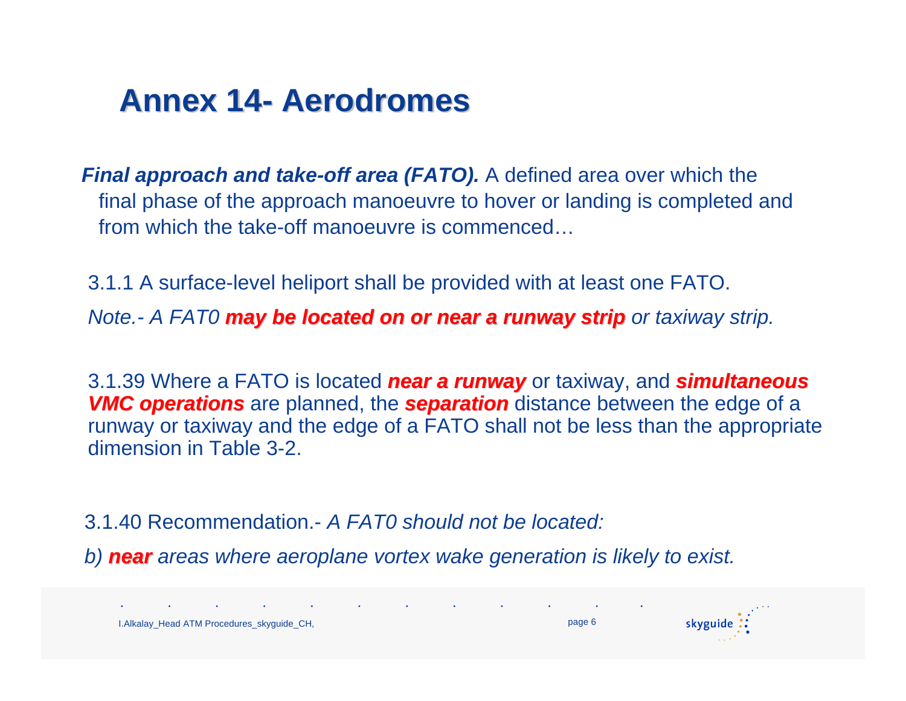# Annex 14- Aerodromes

***Final approach and take-off area (FATO).*** A defined area over which the final phase of the approach manoeuvre to hover or landing is completed and from which the take-off manoeuvre is commenced…

3.1.1 A surface-level heliport shall be provided with at least one FATO.

*Note.- A FAT0* ***may be located on or near a runway strip*** *or taxiway strip.*

3.1.39 Where a FATO is located ***near a runway*** or taxiway, and ***simultaneous VMC operations*** are planned, the ***separation*** distance between the edge of a runway or taxiway and the edge of a FATO shall not be less than the appropriate dimension in Table 3-2.

3.1.40 Recommendation.- *A FAT0 should not be located:*

*b)* ***near*** *areas where aeroplane vortex wake generation is likely to exist.*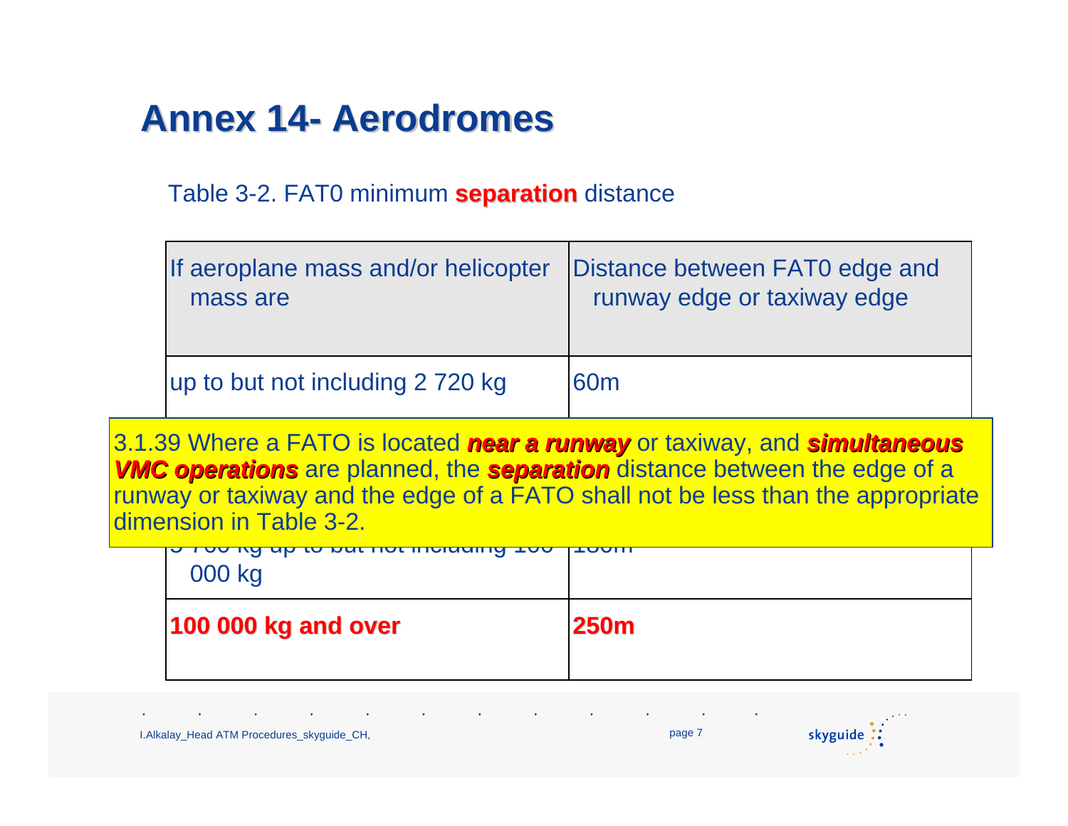# Annex 14- Aerodromes

Table 3-2. FAT0 minimum **separation** distance

| If aeroplane mass and/or helicopter mass are | Distance between FAT0 edge and runway edge or taxiway edge |
|---|---|
| up to but not including 2 720 kg | 60m |
| 5 700 kg up to but not including 100 000 kg | 180m |
| **100 000 kg and over** | **250m** |

3.1.39 Where a FATO is located ***near a runway*** or taxiway, and ***simultaneous VMC operations*** are planned, the ***separation*** distance between the edge of a runway or taxiway and the edge of a FATO shall not be less than the appropriate dimension in Table 3-2.

I.Alkalay_Head ATM Procedures_skyguide_CH,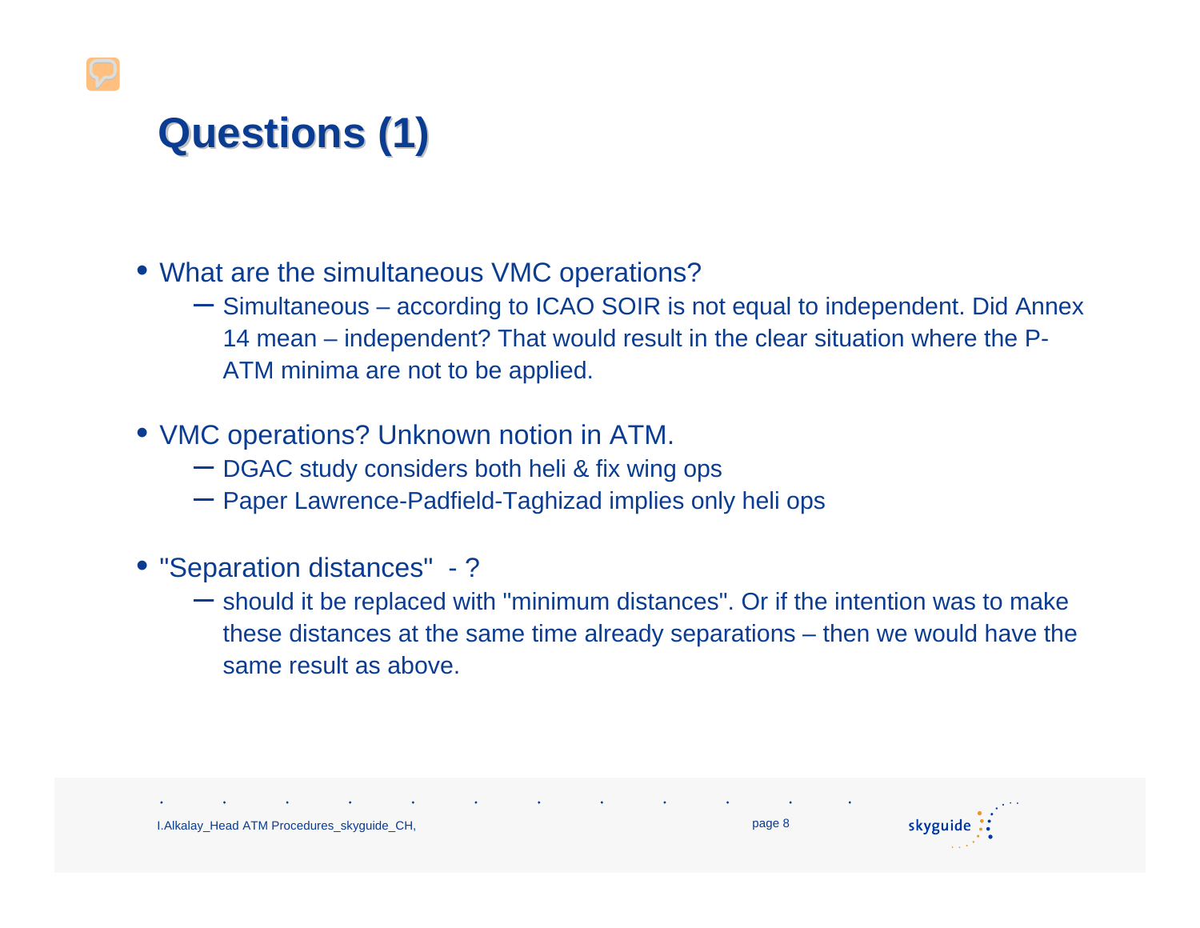# Questions (1)

- What are the simultaneous VMC operations?
  - Simultaneous – according to ICAO SOIR is not equal to independent. Did Annex 14 mean – independent? That would result in the clear situation where the P-ATM minima are not to be applied.
- VMC operations? Unknown notion in ATM.
  - DGAC study considers both heli & fix wing ops
  - Paper Lawrence-Padfield-Taghizad implies only heli ops
- "Separation distances" - ?
  - should it be replaced with "minimum distances". Or if the intention was to make these distances at the same time already separations – then we would have the same result as above.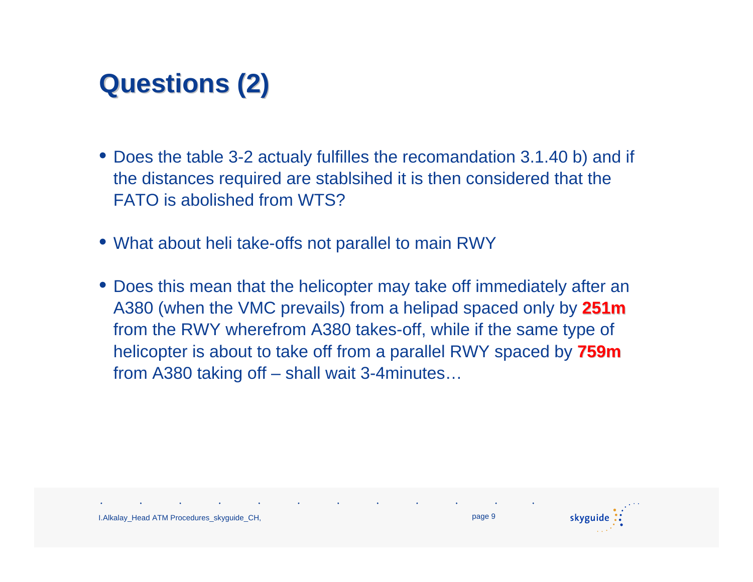# Questions (2)

- Does the table 3-2 actualy fulfilles the recomandation 3.1.40 b) and if the distances required are stablsihed it is then considered that the FATO is abolished from WTS?
- What about heli take-offs not parallel to main RWY
- Does this mean that the helicopter may take off immediately after an A380 (when the VMC prevails) from a helipad spaced only by **251m** from the RWY wherefrom A380 takes-off, while if the same type of helicopter is about to take off from a parallel RWY spaced by **759m** from A380 taking off – shall wait 3-4minutes…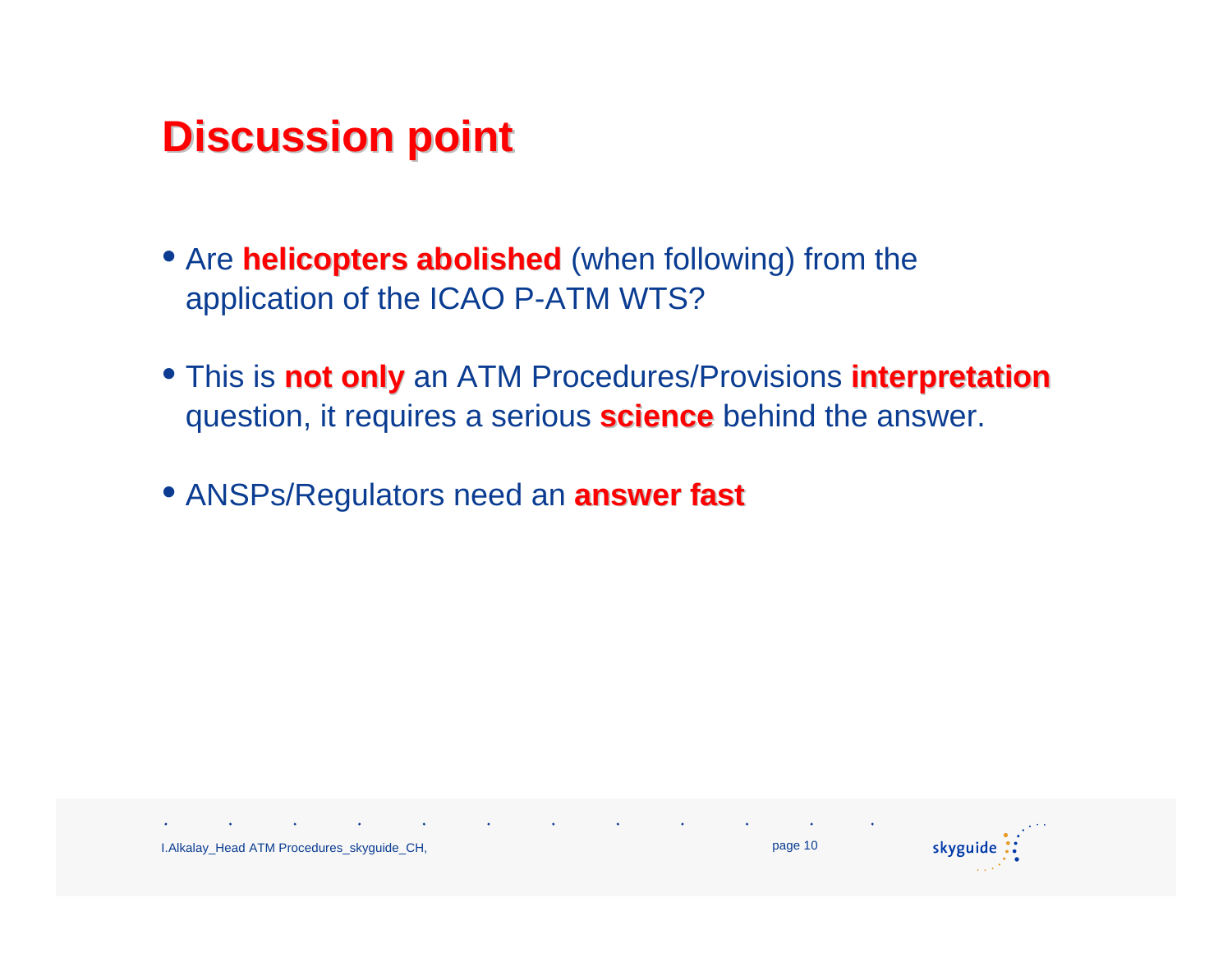# Discussion point

- Are **helicopters abolished** (when following) from the application of the ICAO P-ATM WTS?
- This is **not only** an ATM Procedures/Provisions **interpretation** question, it requires a serious **science** behind the answer.
- ANSPs/Regulators need an **answer fast**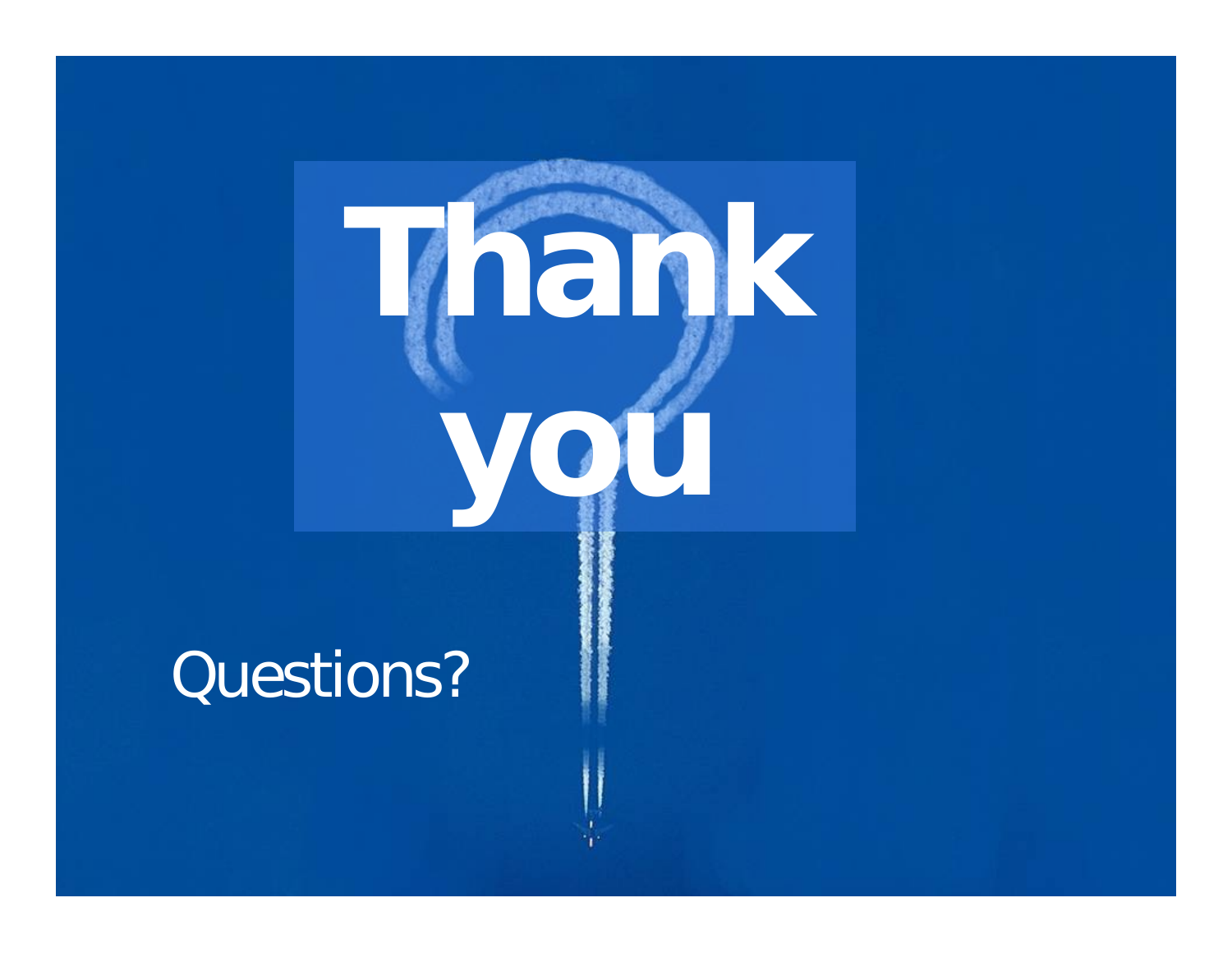# Thank you

Questions?